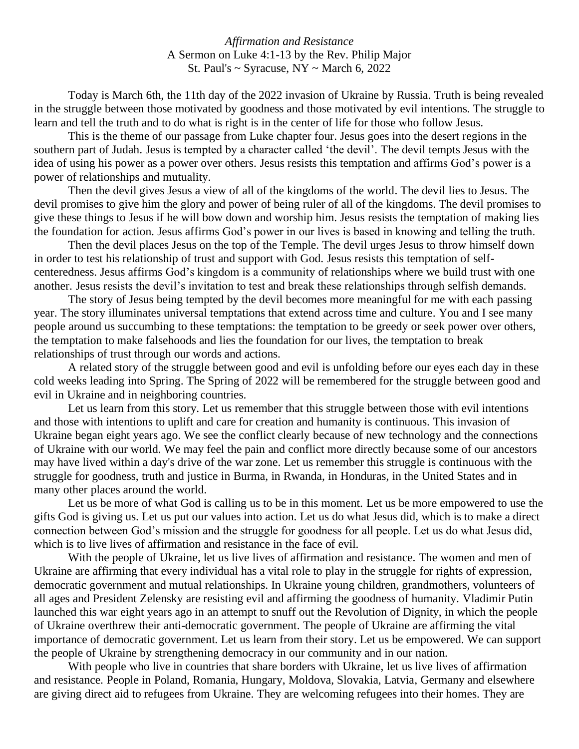*Affirmation and Resistance*

A Sermon on Luke 4:1-13 by the Rev. Philip Major

St. Paul's ~ Syracuse, NY ~ March 6, 2022

Today is March 6th, the 11th day of the 2022 invasion of Ukraine by Russia. Truth is being revealed in the struggle between those motivated by goodness and those motivated by evil intentions. The struggle to learn and tell the truth and to do what is right is in the center of life for those who follow Jesus.

This is the theme of our passage from Luke chapter four. Jesus goes into the desert regions in the southern part of Judah. Jesus is tempted by a character called 'the devil'. The devil tempts Jesus with the idea of using his power as a power over others. Jesus resists this temptation and affirms God's power is a power of relationships and mutuality.

Then the devil gives Jesus a view of all of the kingdoms of the world. The devil lies to Jesus. The devil promises to give him the glory and power of being ruler of all of the kingdoms. The devil promises to give these things to Jesus if he will bow down and worship him. Jesus resists the temptation of making lies the foundation for action. Jesus affirms God's power in our lives is based in knowing and telling the truth.

Then the devil places Jesus on the top of the Temple. The devil urges Jesus to throw himself down in order to test his relationship of trust and support with God. Jesus resists this temptation of self-centeredness. Jesus affirms God's kingdom is a community of relationships where we build trust with one another. Jesus resists the devil's invitation to test and break these relationships through selfish demands.

The story of Jesus being tempted by the devil becomes more meaningful for me with each passing year. The story illuminates universal temptations that extend across time and culture. You and I see many people around us succumbing to these temptations: the temptation to be greedy or seek power over others, the temptation to make falsehoods and lies the foundation for our lives, the temptation to break relationships of trust through our words and actions.

A related story of the struggle between good and evil is unfolding before our eyes each day in these cold weeks leading into Spring. The Spring of 2022 will be remembered for the struggle between good and evil in Ukraine and in neighboring countries.

Let us learn from this story. Let us remember that this struggle between those with evil intentions and those with intentions to uplift and care for creation and humanity is continuous. This invasion of Ukraine began eight years ago. We see the conflict clearly because of new technology and the connections of Ukraine with our world. We may feel the pain and conflict more directly because some of our ancestors may have lived within a day's drive of the war zone. Let us remember this struggle is continuous with the struggle for goodness, truth and justice in Burma, in Rwanda, in Honduras, in the United States and in many other places around the world.

Let us be more of what God is calling us to be in this moment. Let us be more empowered to use the gifts God is giving us. Let us put our values into action. Let us do what Jesus did, which is to make a direct connection between God's mission and the struggle for goodness for all people. Let us do what Jesus did, which is to live lives of affirmation and resistance in the face of evil.

With the people of Ukraine, let us live lives of affirmation and resistance. The women and men of Ukraine are affirming that every individual has a vital role to play in the struggle for rights of expression, democratic government and mutual relationships. In Ukraine young children, grandmothers, volunteers of all ages and President Zelensky are resisting evil and affirming the goodness of humanity. Vladimir Putin launched this war eight years ago in an attempt to snuff out the Revolution of Dignity, in which the people of Ukraine overthrew their anti-democratic government. The people of Ukraine are affirming the vital importance of democratic government. Let us learn from their story. Let us be empowered. We can support the people of Ukraine by strengthening democracy in our community and in our nation.

With people who live in countries that share borders with Ukraine, let us live lives of affirmation and resistance. People in Poland, Romania, Hungary, Moldova, Slovakia, Latvia, Germany and elsewhere are giving direct aid to refugees from Ukraine. They are welcoming refugees into their homes. They are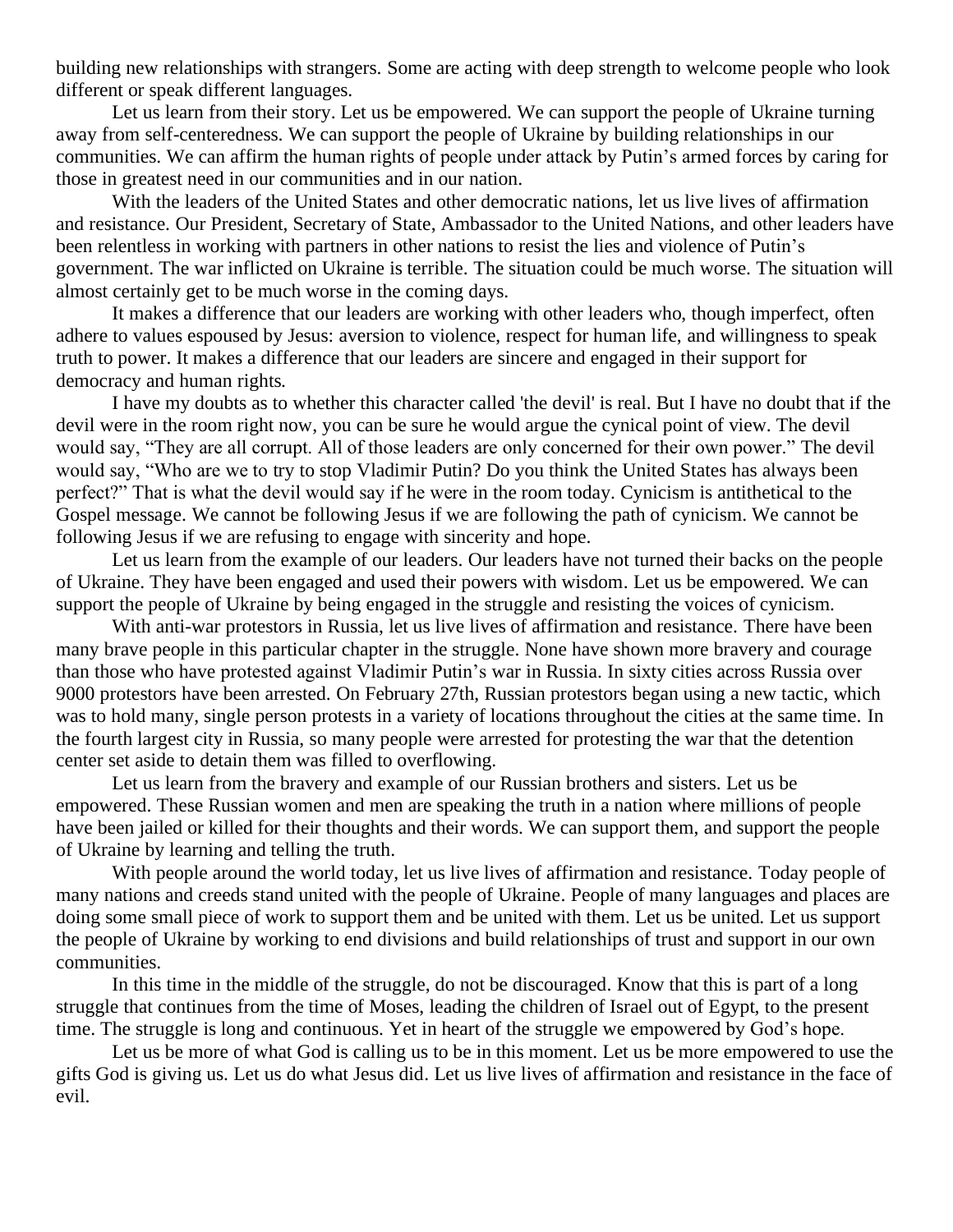building new relationships with strangers. Some are acting with deep strength to welcome people who look different or speak different languages.

Let us learn from their story. Let us be empowered. We can support the people of Ukraine turning away from self-centeredness. We can support the people of Ukraine by building relationships in our communities. We can affirm the human rights of people under attack by Putin's armed forces by caring for those in greatest need in our communities and in our nation.

With the leaders of the United States and other democratic nations, let us live lives of affirmation and resistance. Our President, Secretary of State, Ambassador to the United Nations, and other leaders have been relentless in working with partners in other nations to resist the lies and violence of Putin's government. The war inflicted on Ukraine is terrible. The situation could be much worse. The situation will almost certainly get to be much worse in the coming days.

It makes a difference that our leaders are working with other leaders who, though imperfect, often adhere to values espoused by Jesus: aversion to violence, respect for human life, and willingness to speak truth to power. It makes a difference that our leaders are sincere and engaged in their support for democracy and human rights.

I have my doubts as to whether this character called 'the devil' is real. But I have no doubt that if the devil were in the room right now, you can be sure he would argue the cynical point of view. The devil would say, "They are all corrupt. All of those leaders are only concerned for their own power." The devil would say, "Who are we to try to stop Vladimir Putin? Do you think the United States has always been perfect?" That is what the devil would say if he were in the room today. Cynicism is antithetical to the Gospel message. We cannot be following Jesus if we are following the path of cynicism. We cannot be following Jesus if we are refusing to engage with sincerity and hope.

Let us learn from the example of our leaders. Our leaders have not turned their backs on the people of Ukraine. They have been engaged and used their powers with wisdom. Let us be empowered. We can support the people of Ukraine by being engaged in the struggle and resisting the voices of cynicism.

With anti-war protestors in Russia, let us live lives of affirmation and resistance. There have been many brave people in this particular chapter in the struggle. None have shown more bravery and courage than those who have protested against Vladimir Putin's war in Russia. In sixty cities across Russia over 9000 protestors have been arrested. On February 27th, Russian protestors began using a new tactic, which was to hold many, single person protests in a variety of locations throughout the cities at the same time. In the fourth largest city in Russia, so many people were arrested for protesting the war that the detention center set aside to detain them was filled to overflowing.

Let us learn from the bravery and example of our Russian brothers and sisters. Let us be empowered. These Russian women and men are speaking the truth in a nation where millions of people have been jailed or killed for their thoughts and their words. We can support them, and support the people of Ukraine by learning and telling the truth.

With people around the world today, let us live lives of affirmation and resistance. Today people of many nations and creeds stand united with the people of Ukraine. People of many languages and places are doing some small piece of work to support them and be united with them. Let us be united. Let us support the people of Ukraine by working to end divisions and build relationships of trust and support in our own communities.

In this time in the middle of the struggle, do not be discouraged. Know that this is part of a long struggle that continues from the time of Moses, leading the children of Israel out of Egypt, to the present time. The struggle is long and continuous. Yet in heart of the struggle we empowered by God's hope.

Let us be more of what God is calling us to be in this moment. Let us be more empowered to use the gifts God is giving us. Let us do what Jesus did. Let us live lives of affirmation and resistance in the face of evil.